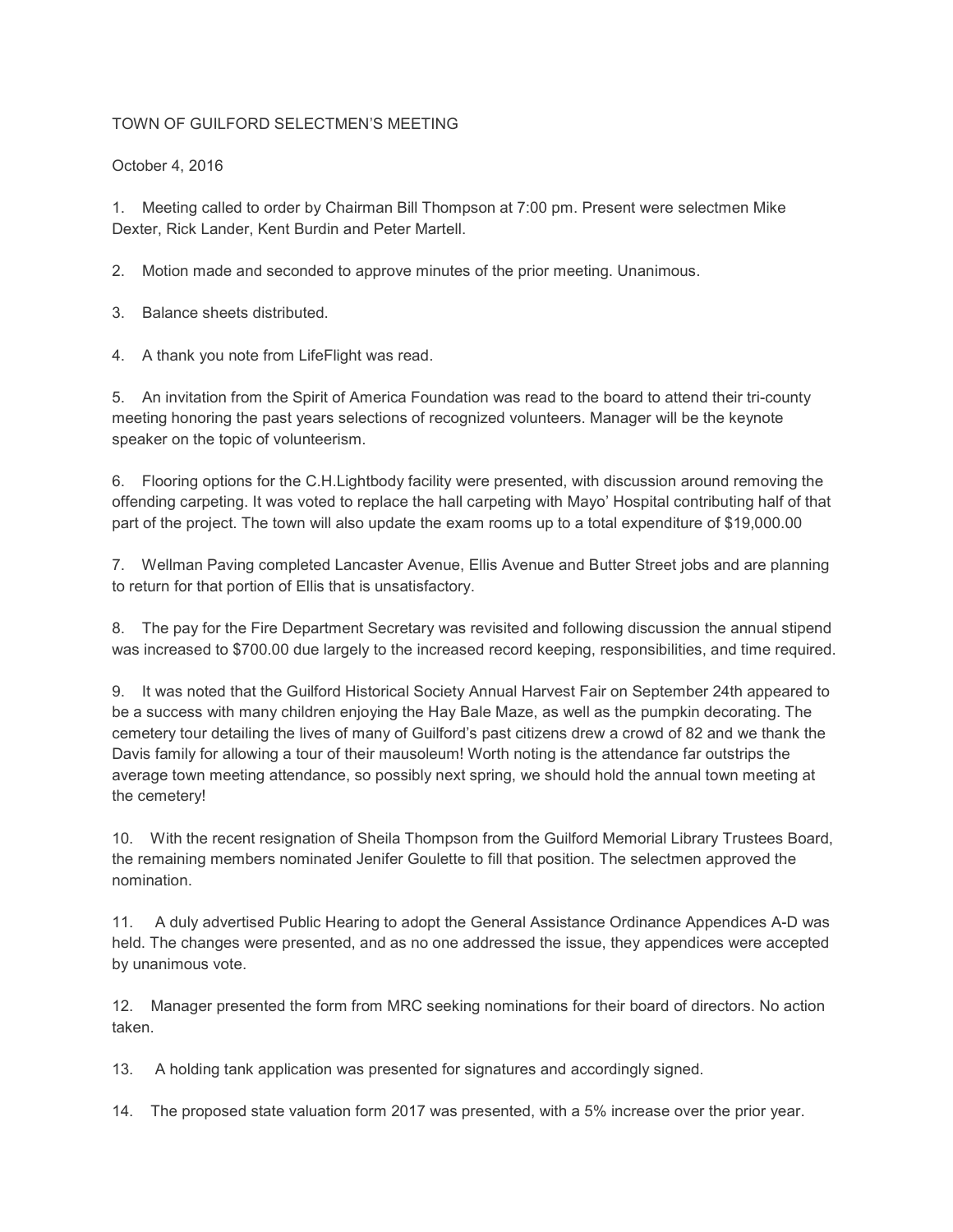TOWN OF GUILFORD SELECTMEN'S MEETING

October 4, 2016

1. Meeting called to order by Chairman Bill Thompson at 7:00 pm. Present were selectmen Mike Dexter, Rick Lander, Kent Burdin and Peter Martell.

2. Motion made and seconded to approve minutes of the prior meeting. Unanimous.

3. Balance sheets distributed.

4. A thank you note from LifeFlight was read.

5. An invitation from the Spirit of America Foundation was read to the board to attend their tri-county meeting honoring the past years selections of recognized volunteers. Manager will be the keynote speaker on the topic of volunteerism.

6. Flooring options for the C.H.Lightbody facility were presented, with discussion around removing the offending carpeting. It was voted to replace the hall carpeting with Mayo' Hospital contributing half of that part of the project. The town will also update the exam rooms up to a total expenditure of $19,000.00

7. Wellman Paving completed Lancaster Avenue, Ellis Avenue and Butter Street jobs and are planning to return for that portion of Ellis that is unsatisfactory.

8. The pay for the Fire Department Secretary was revisited and following discussion the annual stipend was increased to $700.00 due largely to the increased record keeping, responsibilities, and time required.

9. It was noted that the Guilford Historical Society Annual Harvest Fair on September 24th appeared to be a success with many children enjoying the Hay Bale Maze, as well as the pumpkin decorating. The cemetery tour detailing the lives of many of Guilford's past citizens drew a crowd of 82 and we thank the Davis family for allowing a tour of their mausoleum! Worth noting is the attendance far outstrips the average town meeting attendance, so possibly next spring, we should hold the annual town meeting at the cemetery!

10. With the recent resignation of Sheila Thompson from the Guilford Memorial Library Trustees Board, the remaining members nominated Jenifer Goulette to fill that position. The selectmen approved the nomination.

11. A duly advertised Public Hearing to adopt the General Assistance Ordinance Appendices A-D was held. The changes were presented, and as no one addressed the issue, they appendices were accepted by unanimous vote.

12. Manager presented the form from MRC seeking nominations for their board of directors. No action taken.

13. A holding tank application was presented for signatures and accordingly signed.

14. The proposed state valuation form 2017 was presented, with a 5% increase over the prior year.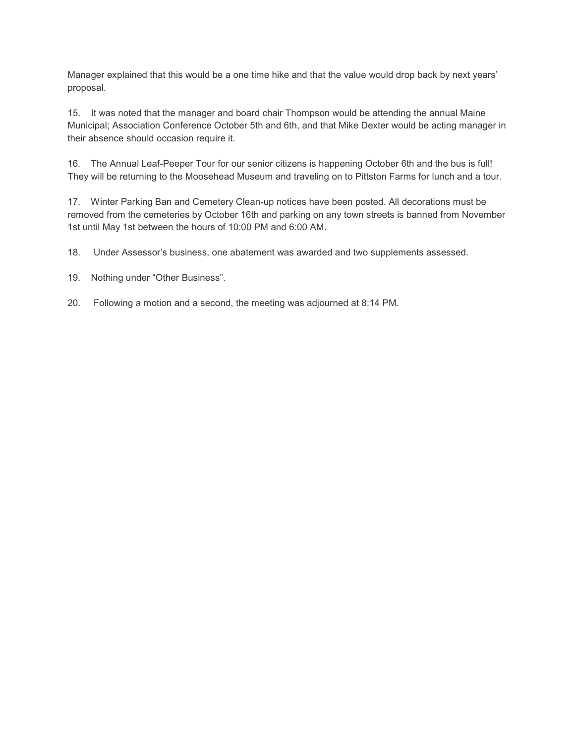Manager explained that this would be a one time hike and that the value would drop back by next years' proposal.

15. It was noted that the manager and board chair Thompson would be attending the annual Maine Municipal; Association Conference October 5th and 6th, and that Mike Dexter would be acting manager in their absence should occasion require it.

16. The Annual Leaf-Peeper Tour for our senior citizens is happening October 6th and the bus is full! They will be returning to the Moosehead Museum and traveling on to Pittston Farms for lunch and a tour.

17. Winter Parking Ban and Cemetery Clean-up notices have been posted. All decorations must be removed from the cemeteries by October 16th and parking on any town streets is banned from November 1st until May 1st between the hours of 10:00 PM and 6:00 AM.

18. Under Assessor's business, one abatement was awarded and two supplements assessed.

19. Nothing under "Other Business".

20. Following a motion and a second, the meeting was adjourned at 8:14 PM.